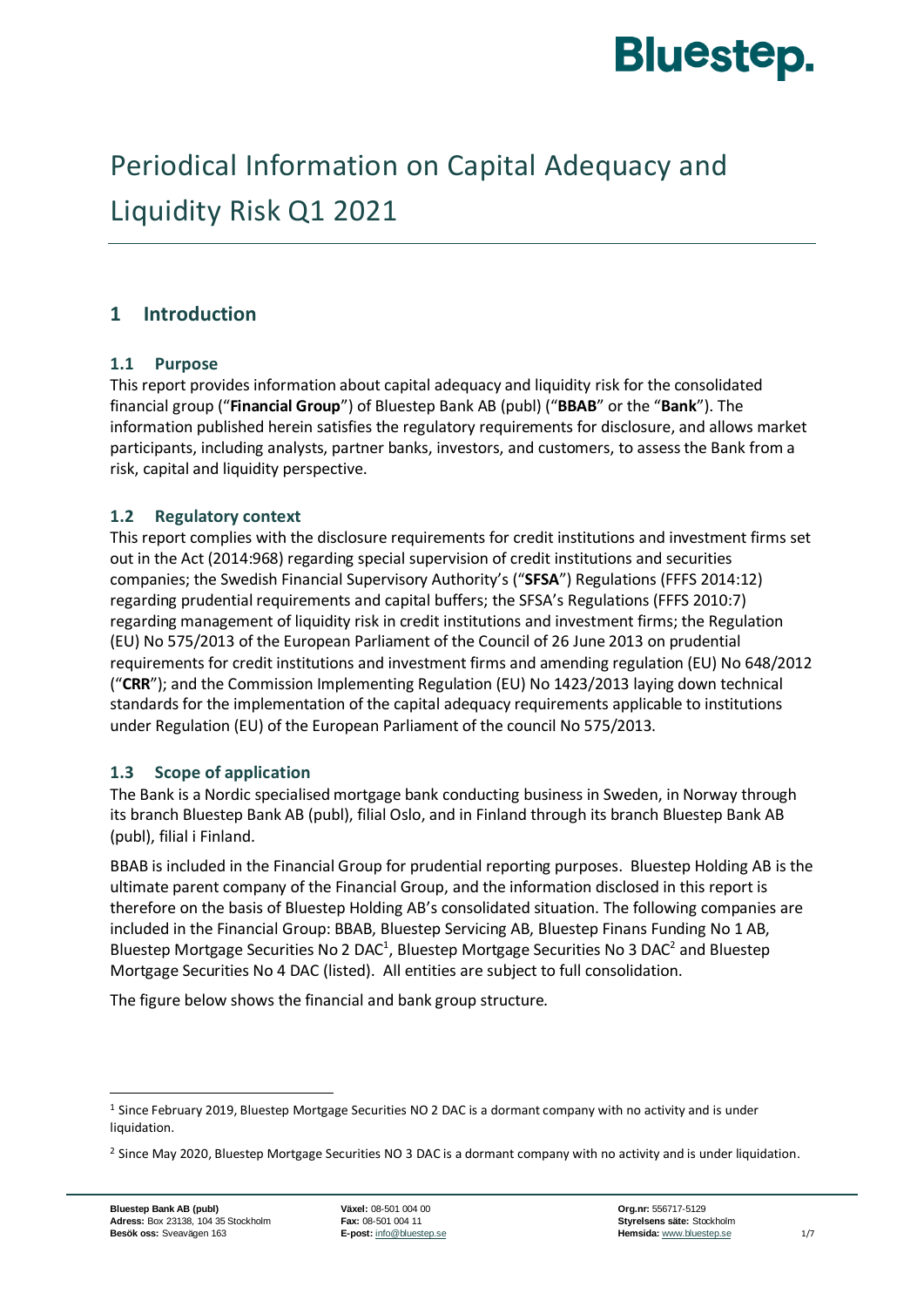# Periodical Information on Capital Adequacy and Liquidity Risk Q1 2021

## 1 Introduction

### 1.1 Purpose

This report provides information about capital adequacy and liquidity risk for the consolidated financial group ("**Financial Group**") of Bluestep Bank AB (publ) ("**BBAB**" or the "**Bank**"). The information published herein satisfies the regulatory requirements for disclosure, and allows market participants, including analysts, partner banks, investors, and customers, to assess the Bank from a risk, capital and liquidity perspective.

### 1.2 Regulatory context

This report complies with the disclosure requirements for credit institutions and investment firms set out in the Act (2014:968) regarding special supervision of credit institutions and securities companies; the Swedish Financial Supervisory Authority's ("**SFSA**") Regulations (FFFS 2014:12) regarding prudential requirements and capital buffers; the SFSA's Regulations (FFFS 2010:7) regarding management of liquidity risk in credit institutions and investment firms; the Regulation (EU) No 575/2013 of the European Parliament of the Council of 26 June 2013 on prudential requirements for credit institutions and investment firms and amending regulation (EU) No 648/2012 ("**CRR**"); and the Commission Implementing Regulation (EU) No 1423/2013 laying down technical standards for the implementation of the capital adequacy requirements applicable to institutions under Regulation (EU) of the European Parliament of the council No 575/2013.

### 1.3 Scope of application

The Bank is a Nordic specialised mortgage bank conducting business in Sweden, in Norway through its branch Bluestep Bank AB (publ), filial Oslo, and in Finland through its branch Bluestep Bank AB (publ), filial i Finland.

BBAB is included in the Financial Group for prudential reporting purposes. Bluestep Holding AB is the ultimate parent company of the Financial Group, and the information disclosed in this report is therefore on the basis of Bluestep Holding AB's consolidated situation. The following companies are included in the Financial Group: BBAB, Bluestep Servicing AB, Bluestep Finans Funding No 1 AB, Bluestep Mortgage Securities No 2 DAC[1], Bluestep Mortgage Securities No 3 DAC[2] and Bluestep Mortgage Securities No 4 DAC (listed). All entities are subject to full consolidation.

The figure below shows the financial and bank group structure.

---

[1] Since February 2019, Bluestep Mortgage Securities NO 2 DAC is a dormant company with no activity and is under liquidation.

[2] Since May 2020, Bluestep Mortgage Securities NO 3 DAC is a dormant company with no activity and is under liquidation.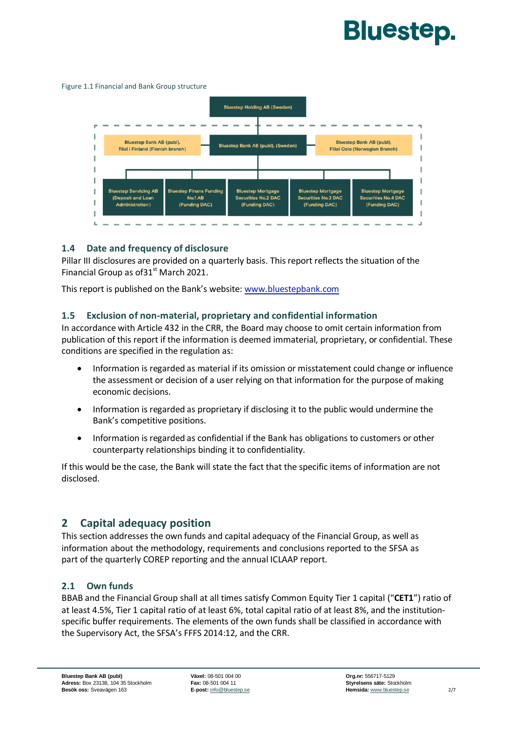Figure 1.1 Financial and Bank Group structure

- Bluestep Holding AB (Sweden)
  - Bluestep Bank AB (publ), filial i Finland (Finnish branch)
  - Bluestep Bank AB (publ), (Sweden)
    - Bluestep Servicing AB (Deposit and Loan Administration)
    - Bluestep Finans Funding No.1 AB (Funding DAC)
    - Bluestep Mortgage Securities No.2 DAC (Funding DAC)
    - Bluestep Mortgage Securities No.3 DAC (Funding DAC)
    - Bluestep Mortgage Securities No.4 DAC (Funding DAC)
  - Bluestep Bank AB (publ), Filial Oslo (Norwegian Branch)

### 1.4 Date and frequency of disclosure

Pillar III disclosures are provided on a quarterly basis. This report reflects the situation of the Financial Group as of31st March 2021.

This report is published on the Bank's website: www.bluestepbank.com

### 1.5 Exclusion of non-material, proprietary and confidential information

In accordance with Article 432 in the CRR, the Board may choose to omit certain information from publication of this report if the information is deemed immaterial, proprietary, or confidential. These conditions are specified in the regulation as:

- Information is regarded as material if its omission or misstatement could change or influence the assessment or decision of a user relying on that information for the purpose of making economic decisions.
- Information is regarded as proprietary if disclosing it to the public would undermine the Bank's competitive positions.
- Information is regarded as confidential if the Bank has obligations to customers or other counterparty relationships binding it to confidentiality.

If this would be the case, the Bank will state the fact that the specific items of information are not disclosed.

## 2 Capital adequacy position

This section addresses the own funds and capital adequacy of the Financial Group, as well as information about the methodology, requirements and conclusions reported to the SFSA as part of the quarterly COREP reporting and the annual ICLAAP report.

### 2.1 Own funds

BBAB and the Financial Group shall at all times satisfy Common Equity Tier 1 capital ("**CET1**") ratio of at least 4.5%, Tier 1 capital ratio of at least 6%, total capital ratio of at least 8%, and the institution-specific buffer requirements. The elements of the own funds shall be classified in accordance with the Supervisory Act, the SFSA's FFFS 2014:12, and the CRR.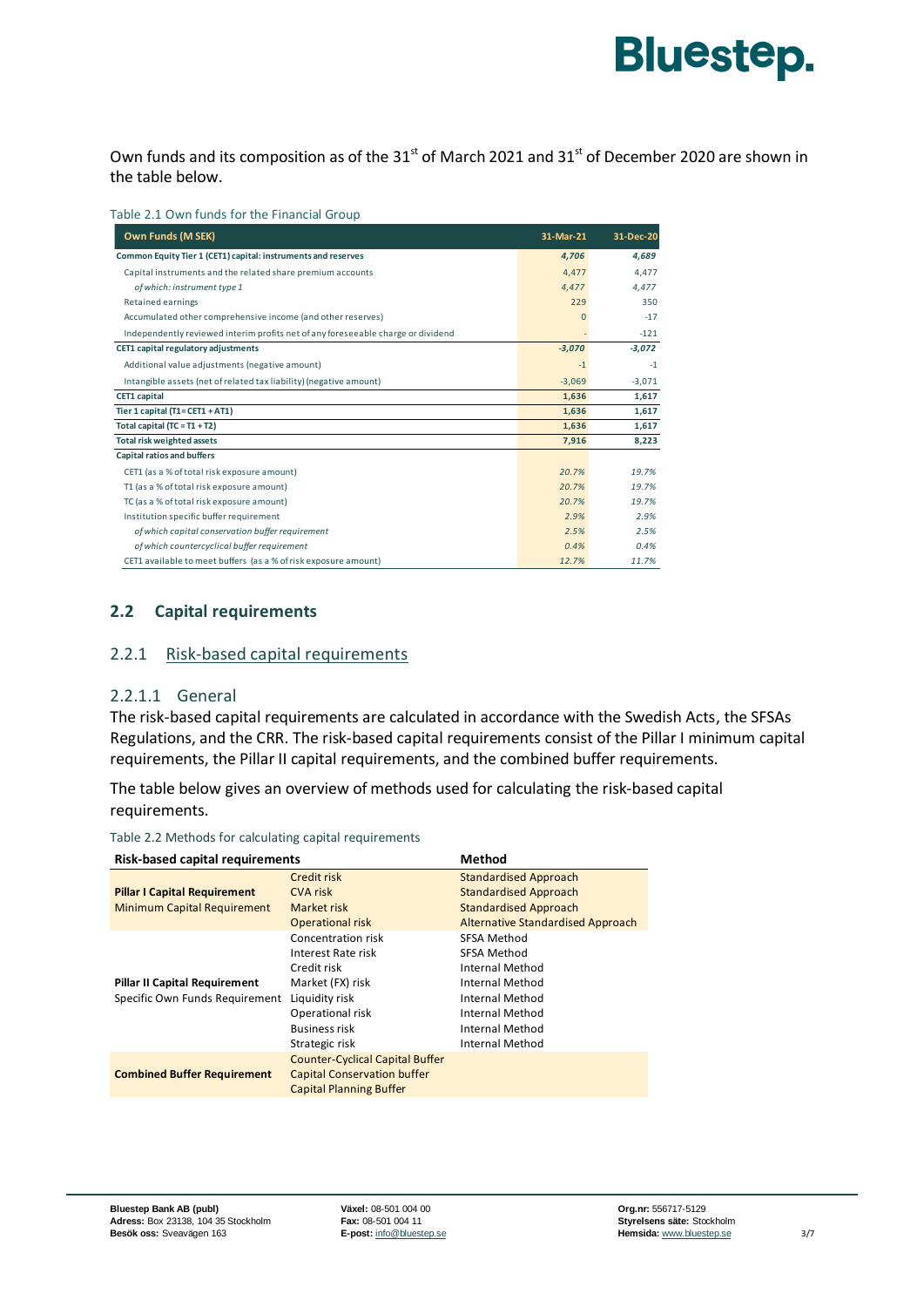Own funds and its composition as of the 31st of March 2021 and 31st of December 2020 are shown in the table below.

Table 2.1 Own funds for the Financial Group

| Own Funds (M SEK) | 31-Mar-21 | 31-Dec-20 |
|---|---|---|
| **Common Equity Tier 1 (CET1) capital: instruments and reserves** | *4,706* | *4,689* |
| Capital instruments and the related share premium accounts | 4,477 | 4,477 |
| *of which: instrument type 1* | *4,477* | *4,477* |
| Retained earnings | 229 | 350 |
| Accumulated other comprehensive income (and other reserves) | 0 | -17 |
| Independently reviewed interim profits net of any foreseeable charge or dividend | - | -121 |
| **CET1 capital regulatory adjustments** | *-3,070* | *-3,072* |
| Additional value adjustments (negative amount) | -1 | -1 |
| Intangible assets (net of related tax liability) (negative amount) | -3,069 | -3,071 |
| **CET1 capital** | **1,636** | **1,617** |
| **Tier 1 capital (T1 = CET1 + AT1)** | **1,636** | **1,617** |
| **Total capital (TC = T1 + T2)** | **1,636** | **1,617** |
| **Total risk weighted assets** | **7,916** | **8,223** |
| **Capital ratios and buffers** | | |
| CET1 (as a % of total risk exposure amount) | *20.7%* | *19.7%* |
| T1 (as a % of total risk exposure amount) | *20.7%* | *19.7%* |
| TC (as a % of total risk exposure amount) | *20.7%* | *19.7%* |
| Institution specific buffer requirement | *2.9%* | *2.9%* |
| *of which capital conservation buffer requirement* | *2.5%* | *2.5%* |
| *of which countercyclical buffer requirement* | *0.4%* | *0.4%* |
| CET1 available to meet buffers (as a % of risk exposure amount) | *12.7%* | *11.7%* |

## 2.2 Capital requirements

### 2.2.1 Risk-based capital requirements

#### 2.2.1.1 General

The risk-based capital requirements are calculated in accordance with the Swedish Acts, the SFSAs Regulations, and the CRR. The risk-based capital requirements consist of the Pillar I minimum capital requirements, the Pillar II capital requirements, and the combined buffer requirements.

The table below gives an overview of methods used for calculating the risk-based capital requirements.

Table 2.2 Methods for calculating capital requirements

| Risk-based capital requirements | | Method |
|---|---|---|
| **Pillar I Capital Requirement** Minimum Capital Requirement | Credit risk | Standardised Approach |
| | CVA risk | Standardised Approach |
| | Market risk | Standardised Approach |
| | Operational risk | Alternative Standardised Approach |
| **Pillar II Capital Requirement** Specific Own Funds Requirement | Concentration risk | SFSA Method |
| | Interest Rate risk | SFSA Method |
| | Credit risk | Internal Method |
| | Market (FX) risk | Internal Method |
| | Liquidity risk | Internal Method |
| | Operational risk | Internal Method |
| | Business risk | Internal Method |
| | Strategic risk | Internal Method |
| **Combined Buffer Requirement** | Counter-Cyclical Capital Buffer | |
| | Capital Conservation buffer | |
| | Capital Planning Buffer | |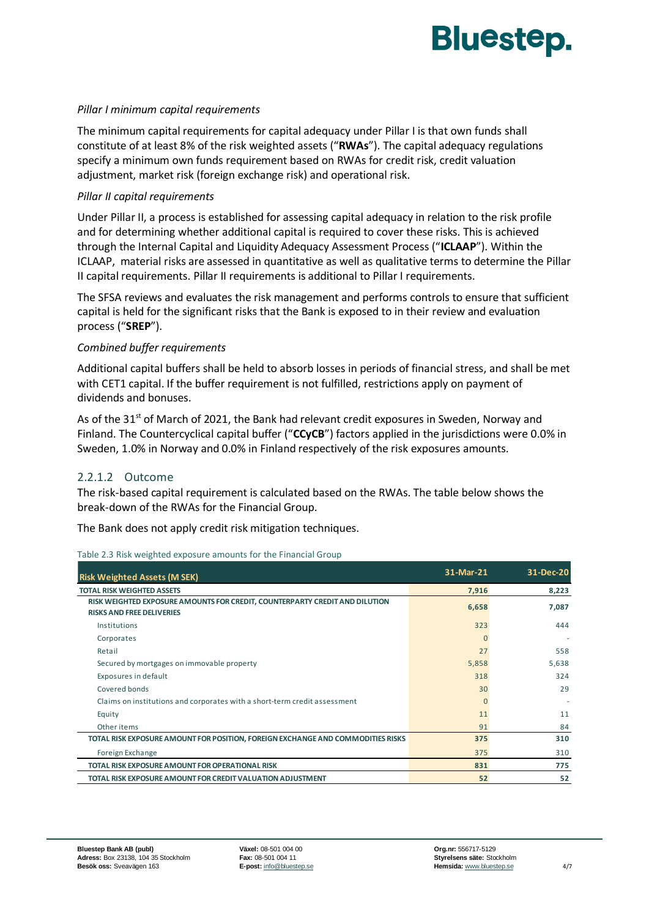*Pillar I minimum capital requirements*

The minimum capital requirements for capital adequacy under Pillar I is that own funds shall constitute of at least 8% of the risk weighted assets ("**RWAs**"). The capital adequacy regulations specify a minimum own funds requirement based on RWAs for credit risk, credit valuation adjustment, market risk (foreign exchange risk) and operational risk.

*Pillar II capital requirements*

Under Pillar II, a process is established for assessing capital adequacy in relation to the risk profile and for determining whether additional capital is required to cover these risks. This is achieved through the Internal Capital and Liquidity Adequacy Assessment Process ("**ICLAAP**"). Within the ICLAAP, material risks are assessed in quantitative as well as qualitative terms to determine the Pillar II capital requirements. Pillar II requirements is additional to Pillar I requirements.

The SFSA reviews and evaluates the risk management and performs controls to ensure that sufficient capital is held for the significant risks that the Bank is exposed to in their review and evaluation process ("**SREP**").

*Combined buffer requirements*

Additional capital buffers shall be held to absorb losses in periods of financial stress, and shall be met with CET1 capital. If the buffer requirement is not fulfilled, restrictions apply on payment of dividends and bonuses.

As of the 31st of March of 2021, the Bank had relevant credit exposures in Sweden, Norway and Finland. The Countercyclical capital buffer ("**CCyCB**") factors applied in the jurisdictions were 0.0% in Sweden, 1.0% in Norway and 0.0% in Finland respectively of the risk exposures amounts.

### 2.2.1.2 Outcome

The risk-based capital requirement is calculated based on the RWAs. The table below shows the break-down of the RWAs for the Financial Group.

The Bank does not apply credit risk mitigation techniques.

Table 2.3 Risk weighted exposure amounts for the Financial Group

| Risk Weighted Assets (M SEK) | 31-Mar-21 | 31-Dec-20 |
|---|---|---|
| **TOTAL RISK WEIGHTED ASSETS** | **7,916** | **8,223** |
| **RISK WEIGHTED EXPOSURE AMOUNTS FOR CREDIT, COUNTERPARTY CREDIT AND DILUTION RISKS AND FREE DELIVERIES** | **6,658** | **7,087** |
| Institutions | 323 | 444 |
| Corporates | 0 | - |
| Retail | 27 | 558 |
| Secured by mortgages on immovable property | 5,858 | 5,638 |
| Exposures in default | 318 | 324 |
| Covered bonds | 30 | 29 |
| Claims on institutions and corporates with a short-term credit assessment | 0 | - |
| Equity | 11 | 11 |
| Other items | 91 | 84 |
| **TOTAL RISK EXPOSURE AMOUNT FOR POSITION, FOREIGN EXCHANGE AND COMMODITIES RISKS** | **375** | **310** |
| Foreign Exchange | 375 | 310 |
| **TOTAL RISK EXPOSURE AMOUNT FOR OPERATIONAL RISK** | **831** | **775** |
| **TOTAL RISK EXPOSURE AMOUNT FOR CREDIT VALUATION ADJUSTMENT** | **52** | **52** |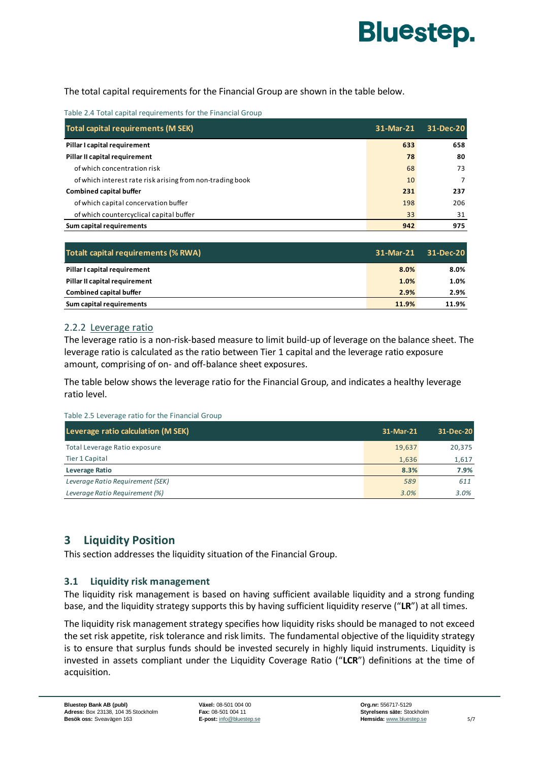The total capital requirements for the Financial Group are shown in the table below.

Table 2.4 Total capital requirements for the Financial Group

| Total capital requirements (M SEK) | 31-Mar-21 | 31-Dec-20 |
|---|---|---|
| **Pillar I capital requirement** | **633** | **658** |
| **Pillar II capital requirement** | **78** | **80** |
| of which concentration risk | 68 | 73 |
| of which interest rate risk arising from non-trading book | 10 | 7 |
| **Combined capital buffer** | **231** | **237** |
| of which capital concervation buffer | 198 | 206 |
| of which countercyclical capital buffer | 33 | 31 |
| **Sum capital requirements** | **942** | **975** |

| Totalt capital requirements (% RWA) | 31-Mar-21 | 31-Dec-20 |
|---|---|---|
| **Pillar I capital requirement** | **8.0%** | **8.0%** |
| **Pillar II capital requirement** | **1.0%** | **1.0%** |
| **Combined capital buffer** | **2.9%** | **2.9%** |
| **Sum capital requirements** | **11.9%** | **11.9%** |

### 2.2.2 Leverage ratio

The leverage ratio is a non-risk-based measure to limit build-up of leverage on the balance sheet. The leverage ratio is calculated as the ratio between Tier 1 capital and the leverage ratio exposure amount, comprising of on- and off-balance sheet exposures.

The table below shows the leverage ratio for the Financial Group, and indicates a healthy leverage ratio level.

Table 2.5 Leverage ratio for the Financial Group

| Leverage ratio calculation (M SEK) | 31-Mar-21 | 31-Dec-20 |
|---|---|---|
| Total Leverage Ratio exposure | 19,637 | 20,375 |
| Tier 1 Capital | 1,636 | 1,617 |
| **Leverage Ratio** | **8.3%** | **7.9%** |
| *Leverage Ratio Requirement (SEK)* | *589* | *611* |
| *Leverage Ratio Requirement (%)* | *3.0%* | *3.0%* |

# 3 Liquidity Position

This section addresses the liquidity situation of the Financial Group.

## 3.1 Liquidity risk management

The liquidity risk management is based on having sufficient available liquidity and a strong funding base, and the liquidity strategy supports this by having sufficient liquidity reserve ("**LR**") at all times.

The liquidity risk management strategy specifies how liquidity risks should be managed to not exceed the set risk appetite, risk tolerance and risk limits. The fundamental objective of the liquidity strategy is to ensure that surplus funds should be invested securely in highly liquid instruments. Liquidity is invested in assets compliant under the Liquidity Coverage Ratio ("**LCR**") definitions at the time of acquisition.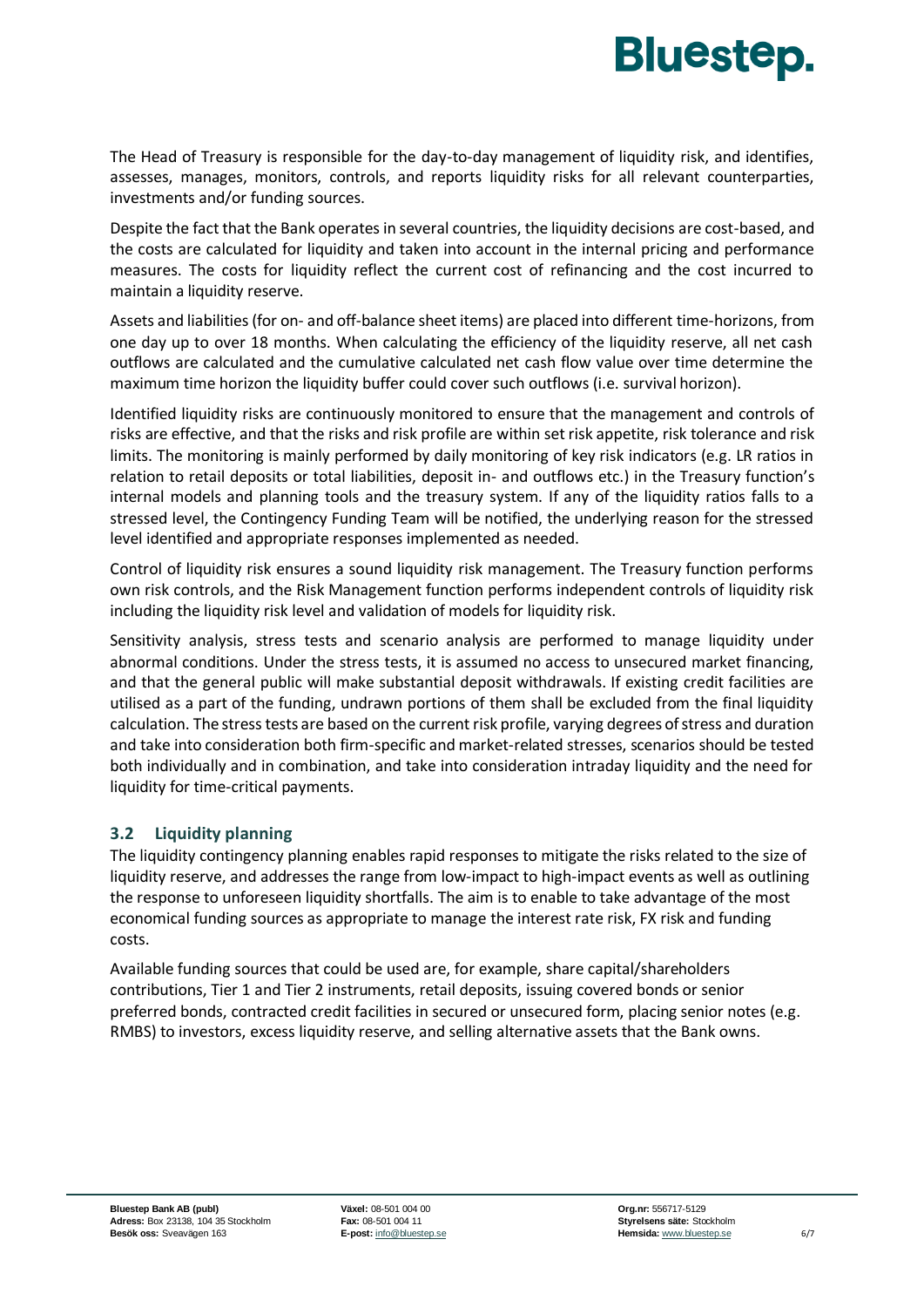The Head of Treasury is responsible for the day-to-day management of liquidity risk, and identifies, assesses, manages, monitors, controls, and reports liquidity risks for all relevant counterparties, investments and/or funding sources.

Despite the fact that the Bank operates in several countries, the liquidity decisions are cost-based, and the costs are calculated for liquidity and taken into account in the internal pricing and performance measures. The costs for liquidity reflect the current cost of refinancing and the cost incurred to maintain a liquidity reserve.

Assets and liabilities (for on- and off-balance sheet items) are placed into different time-horizons, from one day up to over 18 months. When calculating the efficiency of the liquidity reserve, all net cash outflows are calculated and the cumulative calculated net cash flow value over time determine the maximum time horizon the liquidity buffer could cover such outflows (i.e. survival horizon).

Identified liquidity risks are continuously monitored to ensure that the management and controls of risks are effective, and that the risks and risk profile are within set risk appetite, risk tolerance and risk limits. The monitoring is mainly performed by daily monitoring of key risk indicators (e.g. LR ratios in relation to retail deposits or total liabilities, deposit in- and outflows etc.) in the Treasury function's internal models and planning tools and the treasury system. If any of the liquidity ratios falls to a stressed level, the Contingency Funding Team will be notified, the underlying reason for the stressed level identified and appropriate responses implemented as needed.

Control of liquidity risk ensures a sound liquidity risk management. The Treasury function performs own risk controls, and the Risk Management function performs independent controls of liquidity risk including the liquidity risk level and validation of models for liquidity risk.

Sensitivity analysis, stress tests and scenario analysis are performed to manage liquidity under abnormal conditions. Under the stress tests, it is assumed no access to unsecured market financing, and that the general public will make substantial deposit withdrawals. If existing credit facilities are utilised as a part of the funding, undrawn portions of them shall be excluded from the final liquidity calculation. The stress tests are based on the current risk profile, varying degrees of stress and duration and take into consideration both firm-specific and market-related stresses, scenarios should be tested both individually and in combination, and take into consideration intraday liquidity and the need for liquidity for time-critical payments.

## 3.2 Liquidity planning

The liquidity contingency planning enables rapid responses to mitigate the risks related to the size of liquidity reserve, and addresses the range from low-impact to high-impact events as well as outlining the response to unforeseen liquidity shortfalls. The aim is to enable to take advantage of the most economical funding sources as appropriate to manage the interest rate risk, FX risk and funding costs.

Available funding sources that could be used are, for example, share capital/shareholders contributions, Tier 1 and Tier 2 instruments, retail deposits, issuing covered bonds or senior preferred bonds, contracted credit facilities in secured or unsecured form, placing senior notes (e.g. RMBS) to investors, excess liquidity reserve, and selling alternative assets that the Bank owns.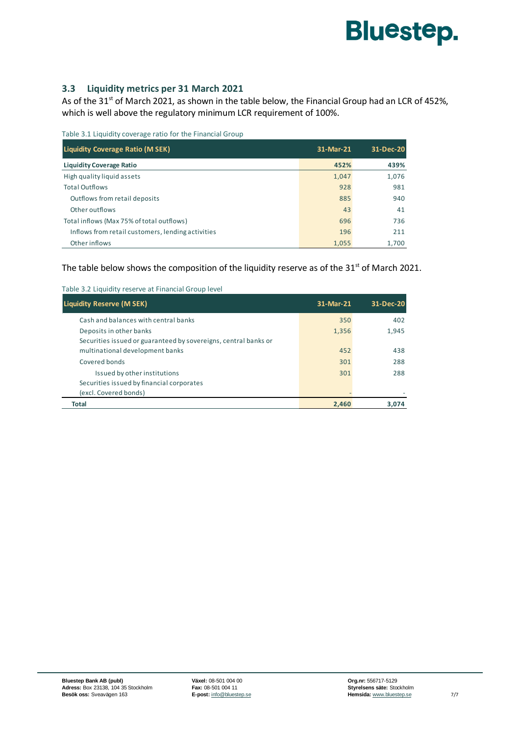## 3.3 Liquidity metrics per 31 March 2021

As of the 31[st] of March 2021, as shown in the table below, the Financial Group had an LCR of 452%, which is well above the regulatory minimum LCR requirement of 100%.

Table 3.1 Liquidity coverage ratio for the Financial Group

| Liquidity Coverage Ratio (M SEK) | 31-Mar-21 | 31-Dec-20 |
|---|---|---|
| **Liquidity Coverage Ratio** | **452%** | **439%** |
| High quality liquid assets | 1,047 | 1,076 |
| Total Outflows | 928 | 981 |
| Outflows from retail deposits | 885 | 940 |
| Other outflows | 43 | 41 |
| Total inflows (Max 75% of total outflows) | 696 | 736 |
| Inflows from retail customers, lending activities | 196 | 211 |
| Other inflows | 1,055 | 1,700 |

The table below shows the composition of the liquidity reserve as of the 31[st] of March 2021.

Table 3.2 Liquidity reserve at Financial Group level

| Liquidity Reserve (M SEK) | 31-Mar-21 | 31-Dec-20 |
|---|---|---|
| Cash and balances with central banks | 350 | 402 |
| Deposits in other banks | 1,356 | 1,945 |
| Securities issued or guaranteed by sovereigns, central banks or multinational development banks | 452 | 438 |
| Covered bonds | 301 | 288 |
| Issued by other institutions | 301 | 288 |
| Securities issued by financial corporates (excl. Covered bonds) | - | - |
| **Total** | **2,460** | **3,074** |

**Bluestep Bank AB (publ)**
**Adress:** Box 23138, 104 35 Stockholm
**Besök oss:** Sveavägen 163

**Växel:** 08-501 004 00
**Fax:** 08-501 004 11
**E-post:** info@bluestep.se

**Org.nr:** 556717-5129
**Styrelsens säte:** Stockholm
**Hemsida:** www.bluestep.se